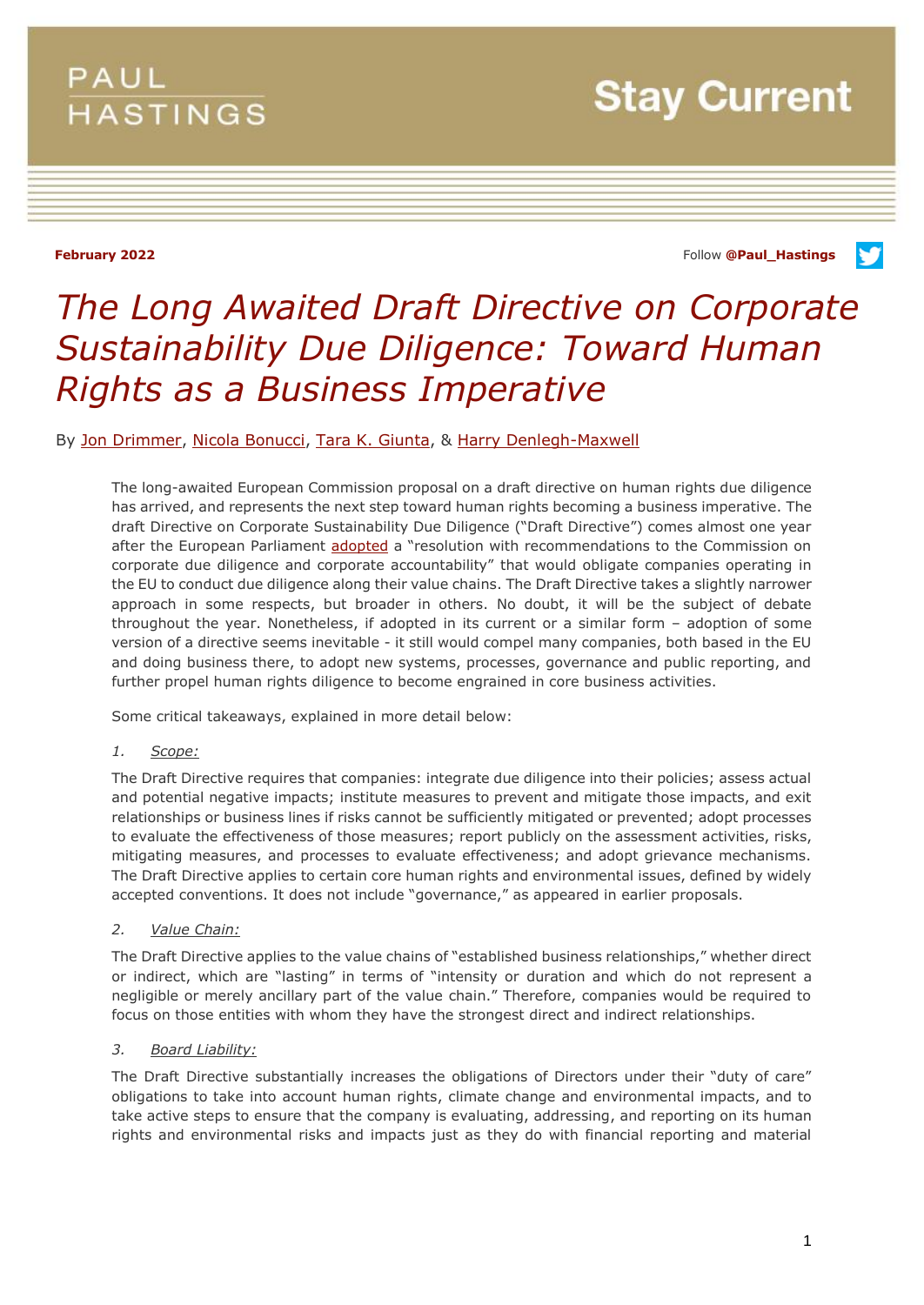**February 2022**

Follow **@Paul_Hastings**

# *The Long Awaited Draft Directive on Corporate Sustainability Due Diligence: Toward Human Rights as a Business Imperative*

By Jon Drimmer, Nicola Bonucci, Tara K. Giunta, & Harry Denlegh-Maxwell

The long-awaited European Commission proposal on a draft directive on human rights due diligence has arrived, and represents the next step toward human rights becoming a business imperative. The draft Directive on Corporate Sustainability Due Diligence ("Draft Directive") comes almost one year after the European Parliament adopted a "resolution with recommendations to the Commission on corporate due diligence and corporate accountability" that would obligate companies operating in the EU to conduct due diligence along their value chains. The Draft Directive takes a slightly narrower approach in some respects, but broader in others. No doubt, it will be the subject of debate throughout the year. Nonetheless, if adopted in its current or a similar form – adoption of some version of a directive seems inevitable - it still would compel many companies, both based in the EU and doing business there, to adopt new systems, processes, governance and public reporting, and further propel human rights diligence to become engrained in core business activities.

Some critical takeaways, explained in more detail below:

1. *Scope:*

The Draft Directive requires that companies: integrate due diligence into their policies; assess actual and potential negative impacts; institute measures to prevent and mitigate those impacts, and exit relationships or business lines if risks cannot be sufficiently mitigated or prevented; adopt processes to evaluate the effectiveness of those measures; report publicly on the assessment activities, risks, mitigating measures, and processes to evaluate effectiveness; and adopt grievance mechanisms. The Draft Directive applies to certain core human rights and environmental issues, defined by widely accepted conventions. It does not include "governance," as appeared in earlier proposals.

2. *Value Chain:*

The Draft Directive applies to the value chains of "established business relationships," whether direct or indirect, which are "lasting" in terms of "intensity or duration and which do not represent a negligible or merely ancillary part of the value chain." Therefore, companies would be required to focus on those entities with whom they have the strongest direct and indirect relationships.

3. *Board Liability:*

The Draft Directive substantially increases the obligations of Directors under their "duty of care" obligations to take into account human rights, climate change and environmental impacts, and to take active steps to ensure that the company is evaluating, addressing, and reporting on its human rights and environmental risks and impacts just as they do with financial reporting and material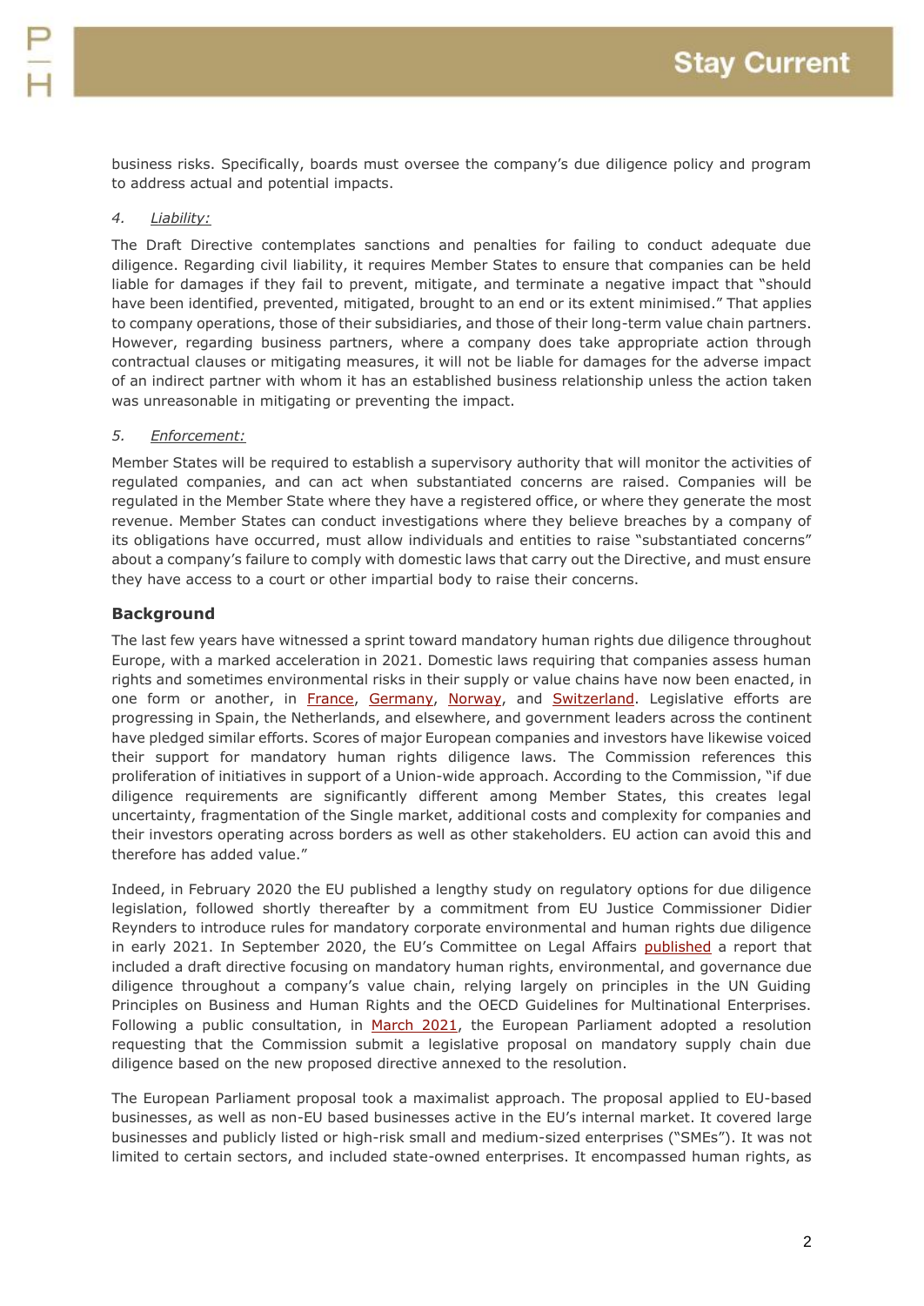business risks. Specifically, boards must oversee the company's due diligence policy and program to address actual and potential impacts.

4. *Liability:*

The Draft Directive contemplates sanctions and penalties for failing to conduct adequate due diligence. Regarding civil liability, it requires Member States to ensure that companies can be held liable for damages if they fail to prevent, mitigate, and terminate a negative impact that "should have been identified, prevented, mitigated, brought to an end or its extent minimised." That applies to company operations, those of their subsidiaries, and those of their long-term value chain partners. However, regarding business partners, where a company does take appropriate action through contractual clauses or mitigating measures, it will not be liable for damages for the adverse impact of an indirect partner with whom it has an established business relationship unless the action taken was unreasonable in mitigating or preventing the impact.

5. *Enforcement:*

Member States will be required to establish a supervisory authority that will monitor the activities of regulated companies, and can act when substantiated concerns are raised. Companies will be regulated in the Member State where they have a registered office, or where they generate the most revenue. Member States can conduct investigations where they believe breaches by a company of its obligations have occurred, must allow individuals and entities to raise "substantiated concerns" about a company's failure to comply with domestic laws that carry out the Directive, and must ensure they have access to a court or other impartial body to raise their concerns.

## Background

The last few years have witnessed a sprint toward mandatory human rights due diligence throughout Europe, with a marked acceleration in 2021. Domestic laws requiring that companies assess human rights and sometimes environmental risks in their supply or value chains have now been enacted, in one form or another, in France, Germany, Norway, and Switzerland. Legislative efforts are progressing in Spain, the Netherlands, and elsewhere, and government leaders across the continent have pledged similar efforts. Scores of major European companies and investors have likewise voiced their support for mandatory human rights diligence laws. The Commission references this proliferation of initiatives in support of a Union-wide approach. According to the Commission, "if due diligence requirements are significantly different among Member States, this creates legal uncertainty, fragmentation of the Single market, additional costs and complexity for companies and their investors operating across borders as well as other stakeholders. EU action can avoid this and therefore has added value."

Indeed, in February 2020 the EU published a lengthy study on regulatory options for due diligence legislation, followed shortly thereafter by a commitment from EU Justice Commissioner Didier Reynders to introduce rules for mandatory corporate environmental and human rights due diligence in early 2021. In September 2020, the EU's Committee on Legal Affairs published a report that included a draft directive focusing on mandatory human rights, environmental, and governance due diligence throughout a company's value chain, relying largely on principles in the UN Guiding Principles on Business and Human Rights and the OECD Guidelines for Multinational Enterprises. Following a public consultation, in March 2021, the European Parliament adopted a resolution requesting that the Commission submit a legislative proposal on mandatory supply chain due diligence based on the new proposed directive annexed to the resolution.

The European Parliament proposal took a maximalist approach. The proposal applied to EU-based businesses, as well as non-EU based businesses active in the EU's internal market. It covered large businesses and publicly listed or high-risk small and medium-sized enterprises ("SMEs"). It was not limited to certain sectors, and included state-owned enterprises. It encompassed human rights, as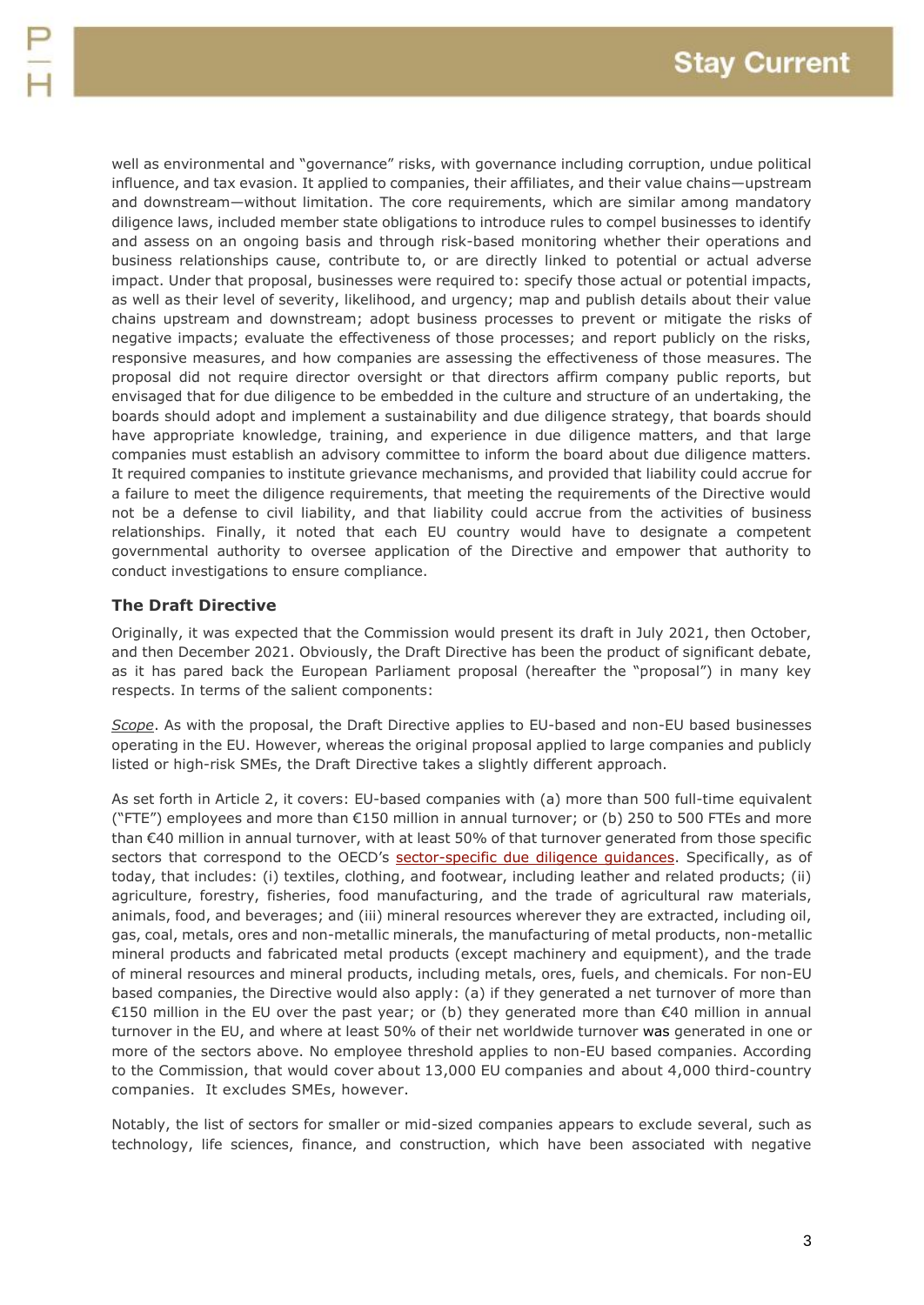well as environmental and "governance" risks, with governance including corruption, undue political influence, and tax evasion. It applied to companies, their affiliates, and their value chains—upstream and downstream—without limitation. The core requirements, which are similar among mandatory diligence laws, included member state obligations to introduce rules to compel businesses to identify and assess on an ongoing basis and through risk-based monitoring whether their operations and business relationships cause, contribute to, or are directly linked to potential or actual adverse impact. Under that proposal, businesses were required to: specify those actual or potential impacts, as well as their level of severity, likelihood, and urgency; map and publish details about their value chains upstream and downstream; adopt business processes to prevent or mitigate the risks of negative impacts; evaluate the effectiveness of those processes; and report publicly on the risks, responsive measures, and how companies are assessing the effectiveness of those measures. The proposal did not require director oversight or that directors affirm company public reports, but envisaged that for due diligence to be embedded in the culture and structure of an undertaking, the boards should adopt and implement a sustainability and due diligence strategy, that boards should have appropriate knowledge, training, and experience in due diligence matters, and that large companies must establish an advisory committee to inform the board about due diligence matters. It required companies to institute grievance mechanisms, and provided that liability could accrue for a failure to meet the diligence requirements, that meeting the requirements of the Directive would not be a defense to civil liability, and that liability could accrue from the activities of business relationships. Finally, it noted that each EU country would have to designate a competent governmental authority to oversee application of the Directive and empower that authority to conduct investigations to ensure compliance.

### The Draft Directive

Originally, it was expected that the Commission would present its draft in July 2021, then October, and then December 2021. Obviously, the Draft Directive has been the product of significant debate, as it has pared back the European Parliament proposal (hereafter the "proposal") in many key respects. In terms of the salient components:

*Scope*. As with the proposal, the Draft Directive applies to EU-based and non-EU based businesses operating in the EU. However, whereas the original proposal applied to large companies and publicly listed or high-risk SMEs, the Draft Directive takes a slightly different approach.

As set forth in Article 2, it covers: EU-based companies with (a) more than 500 full-time equivalent ("FTE") employees and more than €150 million in annual turnover; or (b) 250 to 500 FTEs and more than €40 million in annual turnover, with at least 50% of that turnover generated from those specific sectors that correspond to the OECD's sector-specific due diligence guidances. Specifically, as of today, that includes: (i) textiles, clothing, and footwear, including leather and related products; (ii) agriculture, forestry, fisheries, food manufacturing, and the trade of agricultural raw materials, animals, food, and beverages; and (iii) mineral resources wherever they are extracted, including oil, gas, coal, metals, ores and non-metallic minerals, the manufacturing of metal products, non-metallic mineral products and fabricated metal products (except machinery and equipment), and the trade of mineral resources and mineral products, including metals, ores, fuels, and chemicals. For non-EU based companies, the Directive would also apply: (a) if they generated a net turnover of more than €150 million in the EU over the past year; or (b) they generated more than €40 million in annual turnover in the EU, and where at least 50% of their net worldwide turnover was generated in one or more of the sectors above. No employee threshold applies to non-EU based companies. According to the Commission, that would cover about 13,000 EU companies and about 4,000 third-country companies. It excludes SMEs, however.

Notably, the list of sectors for smaller or mid-sized companies appears to exclude several, such as technology, life sciences, finance, and construction, which have been associated with negative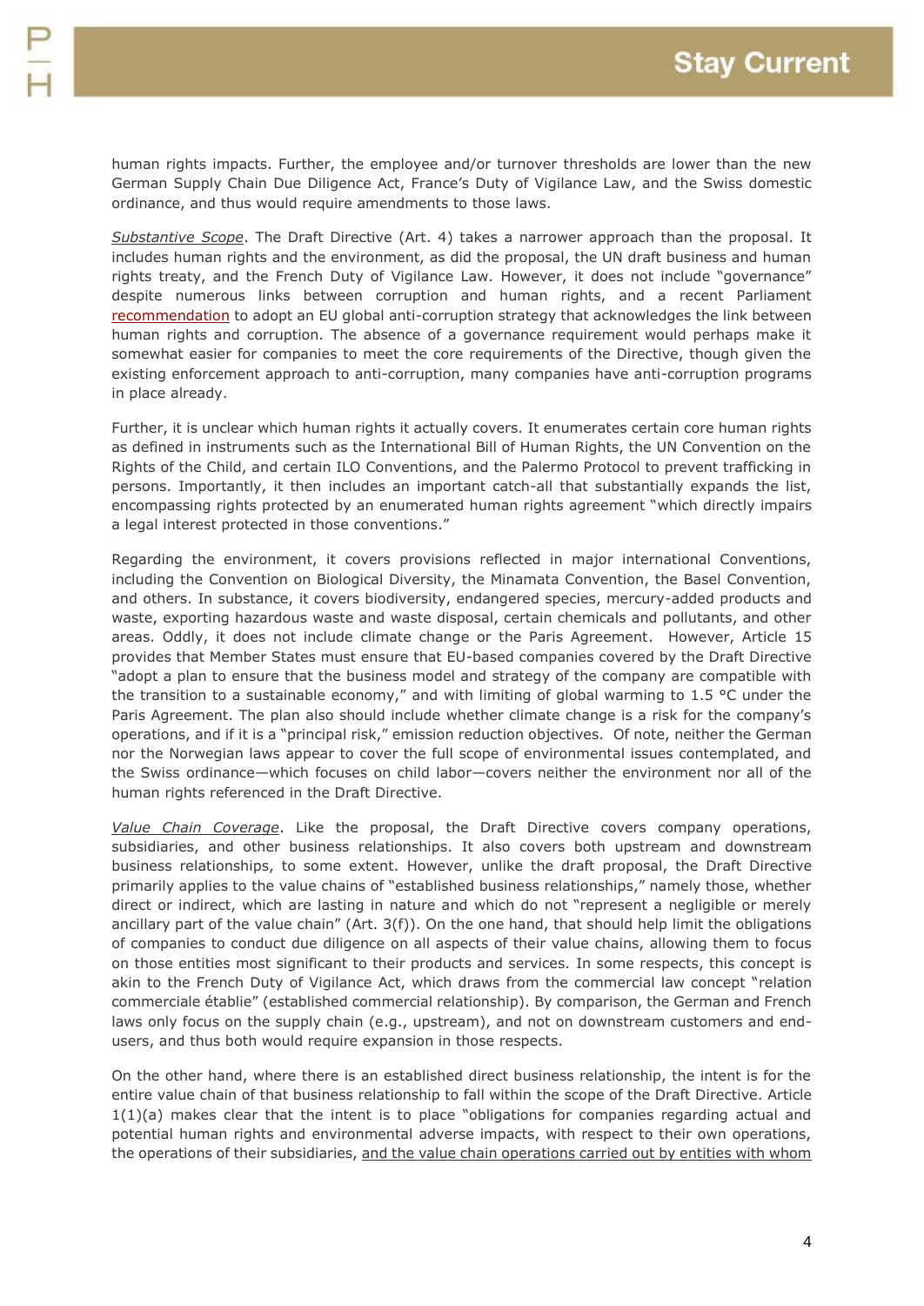human rights impacts. Further, the employee and/or turnover thresholds are lower than the new German Supply Chain Due Diligence Act, France's Duty of Vigilance Law, and the Swiss domestic ordinance, and thus would require amendments to those laws.

*Substantive Scope*. The Draft Directive (Art. 4) takes a narrower approach than the proposal. It includes human rights and the environment, as did the proposal, the UN draft business and human rights treaty, and the French Duty of Vigilance Law. However, it does not include "governance" despite numerous links between corruption and human rights, and a recent Parliament recommendation to adopt an EU global anti-corruption strategy that acknowledges the link between human rights and corruption. The absence of a governance requirement would perhaps make it somewhat easier for companies to meet the core requirements of the Directive, though given the existing enforcement approach to anti-corruption, many companies have anti-corruption programs in place already.

Further, it is unclear which human rights it actually covers. It enumerates certain core human rights as defined in instruments such as the International Bill of Human Rights, the UN Convention on the Rights of the Child, and certain ILO Conventions, and the Palermo Protocol to prevent trafficking in persons. Importantly, it then includes an important catch-all that substantially expands the list, encompassing rights protected by an enumerated human rights agreement "which directly impairs a legal interest protected in those conventions."

Regarding the environment, it covers provisions reflected in major international Conventions, including the Convention on Biological Diversity, the Minamata Convention, the Basel Convention, and others. In substance, it covers biodiversity, endangered species, mercury-added products and waste, exporting hazardous waste and waste disposal, certain chemicals and pollutants, and other areas. Oddly, it does not include climate change or the Paris Agreement. However, Article 15 provides that Member States must ensure that EU-based companies covered by the Draft Directive "adopt a plan to ensure that the business model and strategy of the company are compatible with the transition to a sustainable economy," and with limiting of global warming to 1.5 °C under the Paris Agreement. The plan also should include whether climate change is a risk for the company's operations, and if it is a "principal risk," emission reduction objectives. Of note, neither the German nor the Norwegian laws appear to cover the full scope of environmental issues contemplated, and the Swiss ordinance—which focuses on child labor—covers neither the environment nor all of the human rights referenced in the Draft Directive.

*Value Chain Coverage*. Like the proposal, the Draft Directive covers company operations, subsidiaries, and other business relationships. It also covers both upstream and downstream business relationships, to some extent. However, unlike the draft proposal, the Draft Directive primarily applies to the value chains of "established business relationships," namely those, whether direct or indirect, which are lasting in nature and which do not "represent a negligible or merely ancillary part of the value chain" (Art. 3(f)). On the one hand, that should help limit the obligations of companies to conduct due diligence on all aspects of their value chains, allowing them to focus on those entities most significant to their products and services. In some respects, this concept is akin to the French Duty of Vigilance Act, which draws from the commercial law concept "relation commerciale établie" (established commercial relationship). By comparison, the German and French laws only focus on the supply chain (e.g., upstream), and not on downstream customers and end-users, and thus both would require expansion in those respects.

On the other hand, where there is an established direct business relationship, the intent is for the entire value chain of that business relationship to fall within the scope of the Draft Directive. Article 1(1)(a) makes clear that the intent is to place "obligations for companies regarding actual and potential human rights and environmental adverse impacts, with respect to their own operations, the operations of their subsidiaries, and the value chain operations carried out by entities with whom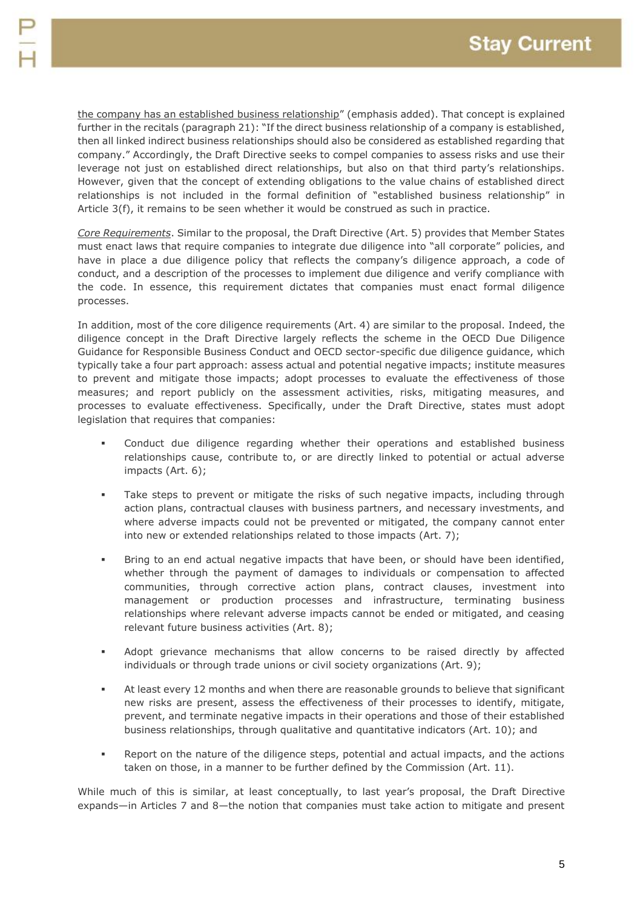<u>the company has an established business relationship</u>" (emphasis added). That concept is explained further in the recitals (paragraph 21): "If the direct business relationship of a company is established, then all linked indirect business relationships should also be considered as established regarding that company." Accordingly, the Draft Directive seeks to compel companies to assess risks and use their leverage not just on established direct relationships, but also on that third party's relationships. However, given that the concept of extending obligations to the value chains of established direct relationships is not included in the formal definition of "established business relationship" in Article 3(f), it remains to be seen whether it would be construed as such in practice.

*<u>Core Requirements</u>*. Similar to the proposal, the Draft Directive (Art. 5) provides that Member States must enact laws that require companies to integrate due diligence into "all corporate" policies, and have in place a due diligence policy that reflects the company's diligence approach, a code of conduct, and a description of the processes to implement due diligence and verify compliance with the code. In essence, this requirement dictates that companies must enact formal diligence processes.

In addition, most of the core diligence requirements (Art. 4) are similar to the proposal. Indeed, the diligence concept in the Draft Directive largely reflects the scheme in the OECD Due Diligence Guidance for Responsible Business Conduct and OECD sector-specific due diligence guidance, which typically take a four part approach: assess actual and potential negative impacts; institute measures to prevent and mitigate those impacts; adopt processes to evaluate the effectiveness of those measures; and report publicly on the assessment activities, risks, mitigating measures, and processes to evaluate effectiveness. Specifically, under the Draft Directive, states must adopt legislation that requires that companies:

- Conduct due diligence regarding whether their operations and established business relationships cause, contribute to, or are directly linked to potential or actual adverse impacts (Art. 6);
- Take steps to prevent or mitigate the risks of such negative impacts, including through action plans, contractual clauses with business partners, and necessary investments, and where adverse impacts could not be prevented or mitigated, the company cannot enter into new or extended relationships related to those impacts (Art. 7);
- Bring to an end actual negative impacts that have been, or should have been identified, whether through the payment of damages to individuals or compensation to affected communities, through corrective action plans, contract clauses, investment into management or production processes and infrastructure, terminating business relationships where relevant adverse impacts cannot be ended or mitigated, and ceasing relevant future business activities (Art. 8);
- Adopt grievance mechanisms that allow concerns to be raised directly by affected individuals or through trade unions or civil society organizations (Art. 9);
- At least every 12 months and when there are reasonable grounds to believe that significant new risks are present, assess the effectiveness of their processes to identify, mitigate, prevent, and terminate negative impacts in their operations and those of their established business relationships, through qualitative and quantitative indicators (Art. 10); and
- Report on the nature of the diligence steps, potential and actual impacts, and the actions taken on those, in a manner to be further defined by the Commission (Art. 11).

While much of this is similar, at least conceptually, to last year's proposal, the Draft Directive expands—in Articles 7 and 8—the notion that companies must take action to mitigate and present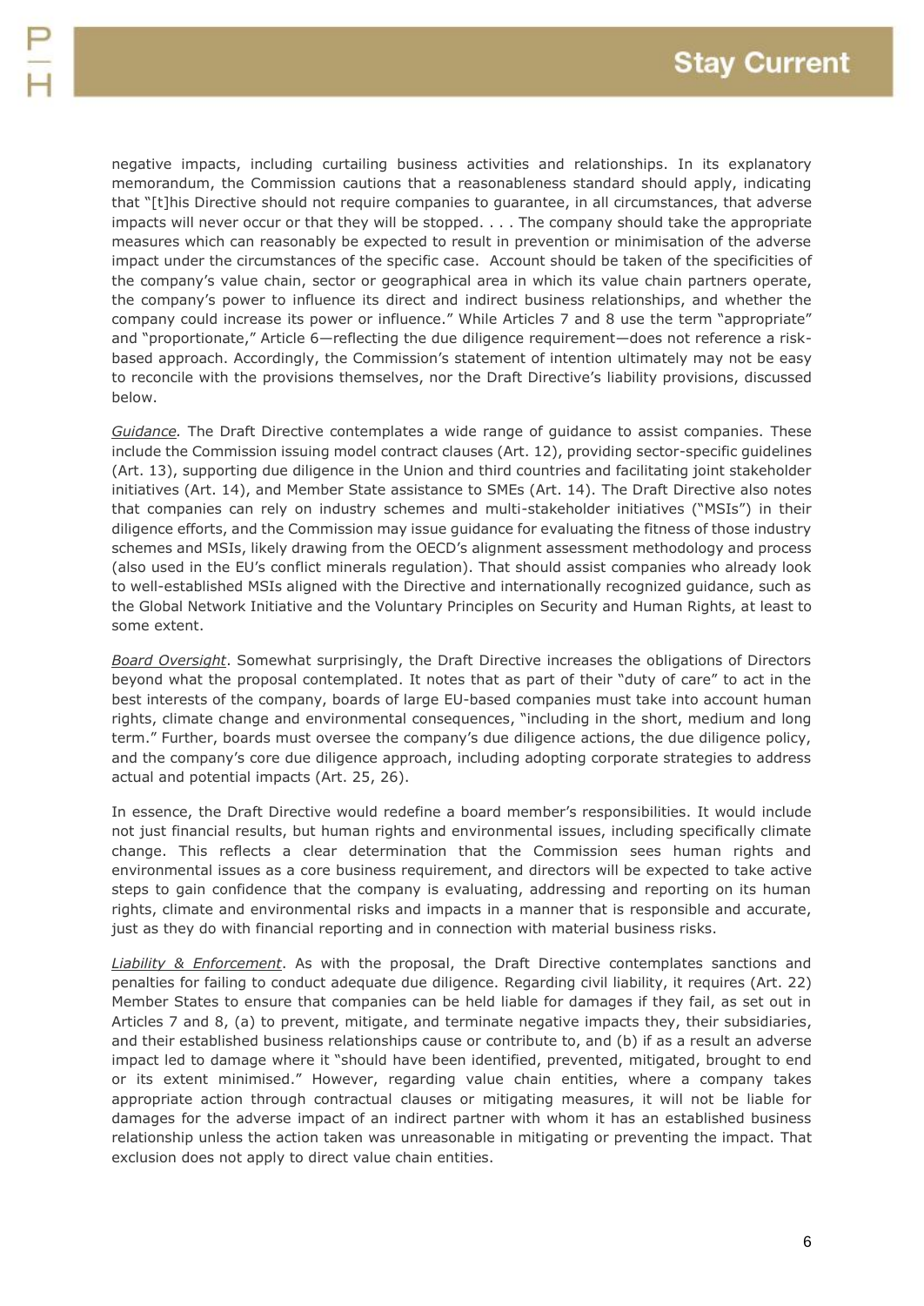negative impacts, including curtailing business activities and relationships. In its explanatory memorandum, the Commission cautions that a reasonableness standard should apply, indicating that "[t]his Directive should not require companies to guarantee, in all circumstances, that adverse impacts will never occur or that they will be stopped. . . . The company should take the appropriate measures which can reasonably be expected to result in prevention or minimisation of the adverse impact under the circumstances of the specific case. Account should be taken of the specificities of the company's value chain, sector or geographical area in which its value chain partners operate, the company's power to influence its direct and indirect business relationships, and whether the company could increase its power or influence." While Articles 7 and 8 use the term "appropriate" and "proportionate," Article 6—reflecting the due diligence requirement—does not reference a risk-based approach. Accordingly, the Commission's statement of intention ultimately may not be easy to reconcile with the provisions themselves, nor the Draft Directive's liability provisions, discussed below.

*Guidance.* The Draft Directive contemplates a wide range of guidance to assist companies. These include the Commission issuing model contract clauses (Art. 12), providing sector-specific guidelines (Art. 13), supporting due diligence in the Union and third countries and facilitating joint stakeholder initiatives (Art. 14), and Member State assistance to SMEs (Art. 14). The Draft Directive also notes that companies can rely on industry schemes and multi-stakeholder initiatives ("MSIs") in their diligence efforts, and the Commission may issue guidance for evaluating the fitness of those industry schemes and MSIs, likely drawing from the OECD's alignment assessment methodology and process (also used in the EU's conflict minerals regulation). That should assist companies who already look to well-established MSIs aligned with the Directive and internationally recognized guidance, such as the Global Network Initiative and the Voluntary Principles on Security and Human Rights, at least to some extent.

*Board Oversight*. Somewhat surprisingly, the Draft Directive increases the obligations of Directors beyond what the proposal contemplated. It notes that as part of their "duty of care" to act in the best interests of the company, boards of large EU-based companies must take into account human rights, climate change and environmental consequences, "including in the short, medium and long term." Further, boards must oversee the company's due diligence actions, the due diligence policy, and the company's core due diligence approach, including adopting corporate strategies to address actual and potential impacts (Art. 25, 26).

In essence, the Draft Directive would redefine a board member's responsibilities. It would include not just financial results, but human rights and environmental issues, including specifically climate change. This reflects a clear determination that the Commission sees human rights and environmental issues as a core business requirement, and directors will be expected to take active steps to gain confidence that the company is evaluating, addressing and reporting on its human rights, climate and environmental risks and impacts in a manner that is responsible and accurate, just as they do with financial reporting and in connection with material business risks.

*Liability & Enforcement*. As with the proposal, the Draft Directive contemplates sanctions and penalties for failing to conduct adequate due diligence. Regarding civil liability, it requires (Art. 22) Member States to ensure that companies can be held liable for damages if they fail, as set out in Articles 7 and 8, (a) to prevent, mitigate, and terminate negative impacts they, their subsidiaries, and their established business relationships cause or contribute to, and (b) if as a result an adverse impact led to damage where it "should have been identified, prevented, mitigated, brought to end or its extent minimised." However, regarding value chain entities, where a company takes appropriate action through contractual clauses or mitigating measures, it will not be liable for damages for the adverse impact of an indirect partner with whom it has an established business relationship unless the action taken was unreasonable in mitigating or preventing the impact. That exclusion does not apply to direct value chain entities.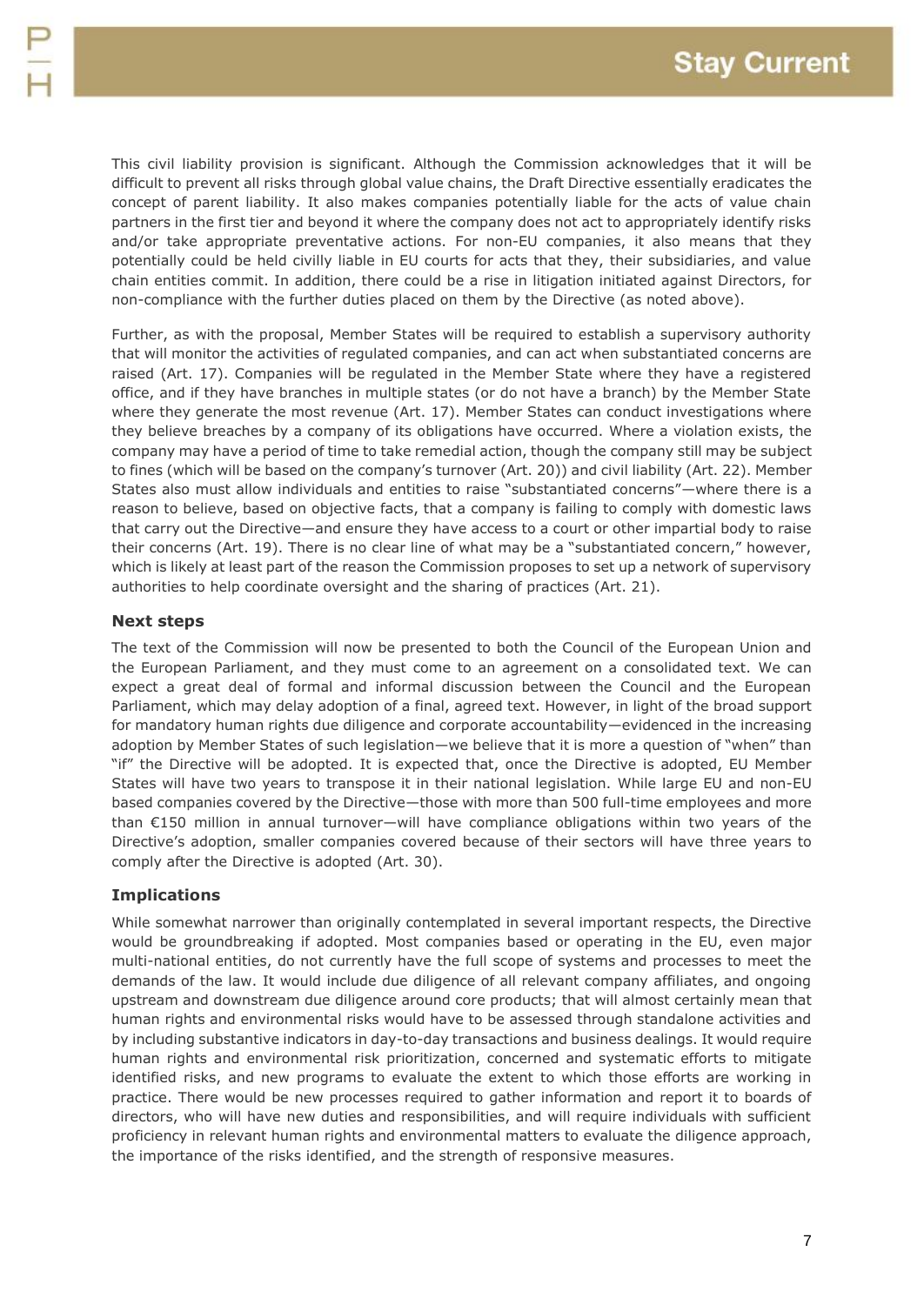This civil liability provision is significant. Although the Commission acknowledges that it will be difficult to prevent all risks through global value chains, the Draft Directive essentially eradicates the concept of parent liability. It also makes companies potentially liable for the acts of value chain partners in the first tier and beyond it where the company does not act to appropriately identify risks and/or take appropriate preventative actions. For non-EU companies, it also means that they potentially could be held civilly liable in EU courts for acts that they, their subsidiaries, and value chain entities commit. In addition, there could be a rise in litigation initiated against Directors, for non-compliance with the further duties placed on them by the Directive (as noted above).

Further, as with the proposal, Member States will be required to establish a supervisory authority that will monitor the activities of regulated companies, and can act when substantiated concerns are raised (Art. 17). Companies will be regulated in the Member State where they have a registered office, and if they have branches in multiple states (or do not have a branch) by the Member State where they generate the most revenue (Art. 17). Member States can conduct investigations where they believe breaches by a company of its obligations have occurred. Where a violation exists, the company may have a period of time to take remedial action, though the company still may be subject to fines (which will be based on the company's turnover (Art. 20)) and civil liability (Art. 22). Member States also must allow individuals and entities to raise "substantiated concerns"—where there is a reason to believe, based on objective facts, that a company is failing to comply with domestic laws that carry out the Directive—and ensure they have access to a court or other impartial body to raise their concerns (Art. 19). There is no clear line of what may be a "substantiated concern," however, which is likely at least part of the reason the Commission proposes to set up a network of supervisory authorities to help coordinate oversight and the sharing of practices (Art. 21).

### Next steps

The text of the Commission will now be presented to both the Council of the European Union and the European Parliament, and they must come to an agreement on a consolidated text. We can expect a great deal of formal and informal discussion between the Council and the European Parliament, which may delay adoption of a final, agreed text. However, in light of the broad support for mandatory human rights due diligence and corporate accountability—evidenced in the increasing adoption by Member States of such legislation—we believe that it is more a question of "when" than "if" the Directive will be adopted. It is expected that, once the Directive is adopted, EU Member States will have two years to transpose it in their national legislation. While large EU and non-EU based companies covered by the Directive—those with more than 500 full-time employees and more than €150 million in annual turnover—will have compliance obligations within two years of the Directive's adoption, smaller companies covered because of their sectors will have three years to comply after the Directive is adopted (Art. 30).

### Implications

While somewhat narrower than originally contemplated in several important respects, the Directive would be groundbreaking if adopted. Most companies based or operating in the EU, even major multi-national entities, do not currently have the full scope of systems and processes to meet the demands of the law. It would include due diligence of all relevant company affiliates, and ongoing upstream and downstream due diligence around core products; that will almost certainly mean that human rights and environmental risks would have to be assessed through standalone activities and by including substantive indicators in day-to-day transactions and business dealings. It would require human rights and environmental risk prioritization, concerned and systematic efforts to mitigate identified risks, and new programs to evaluate the extent to which those efforts are working in practice. There would be new processes required to gather information and report it to boards of directors, who will have new duties and responsibilities, and will require individuals with sufficient proficiency in relevant human rights and environmental matters to evaluate the diligence approach, the importance of the risks identified, and the strength of responsive measures.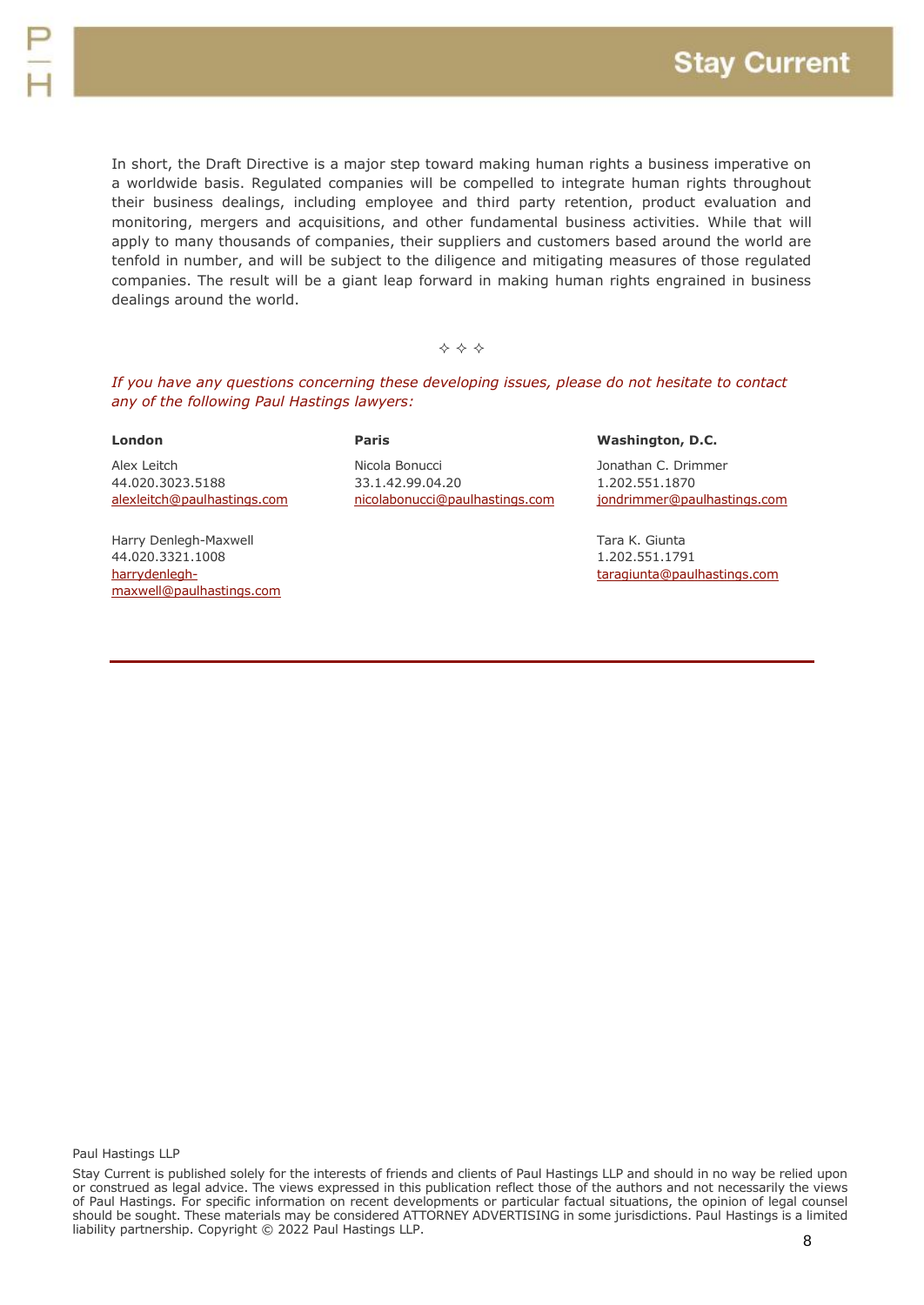In short, the Draft Directive is a major step toward making human rights a business imperative on a worldwide basis. Regulated companies will be compelled to integrate human rights throughout their business dealings, including employee and third party retention, product evaluation and monitoring, mergers and acquisitions, and other fundamental business activities. While that will apply to many thousands of companies, their suppliers and customers based around the world are tenfold in number, and will be subject to the diligence and mitigating measures of those regulated companies. The result will be a giant leap forward in making human rights engrained in business dealings around the world.

✧ ✧ ✧

*If you have any questions concerning these developing issues, please do not hesitate to contact any of the following Paul Hastings lawyers:*

**London**

Alex Leitch
44.020.3023.5188
alexleitch@paulhastings.com

Harry Denlegh-Maxwell
44.020.3321.1008
harrydenlegh-maxwell@paulhastings.com

**Paris**

Nicola Bonucci
33.1.42.99.04.20
nicolabonucci@paulhastings.com

**Washington, D.C.**

Jonathan C. Drimmer
1.202.551.1870
jondrimmer@paulhastings.com

Tara K. Giunta
1.202.551.1791
taragiunta@paulhastings.com

---

Paul Hastings LLP

Stay Current is published solely for the interests of friends and clients of Paul Hastings LLP and should in no way be relied upon or construed as legal advice. The views expressed in this publication reflect those of the authors and not necessarily the views of Paul Hastings. For specific information on recent developments or particular factual situations, the opinion of legal counsel should be sought. These materials may be considered ATTORNEY ADVERTISING in some jurisdictions. Paul Hastings is a limited liability partnership. Copyright © 2022 Paul Hastings LLP.